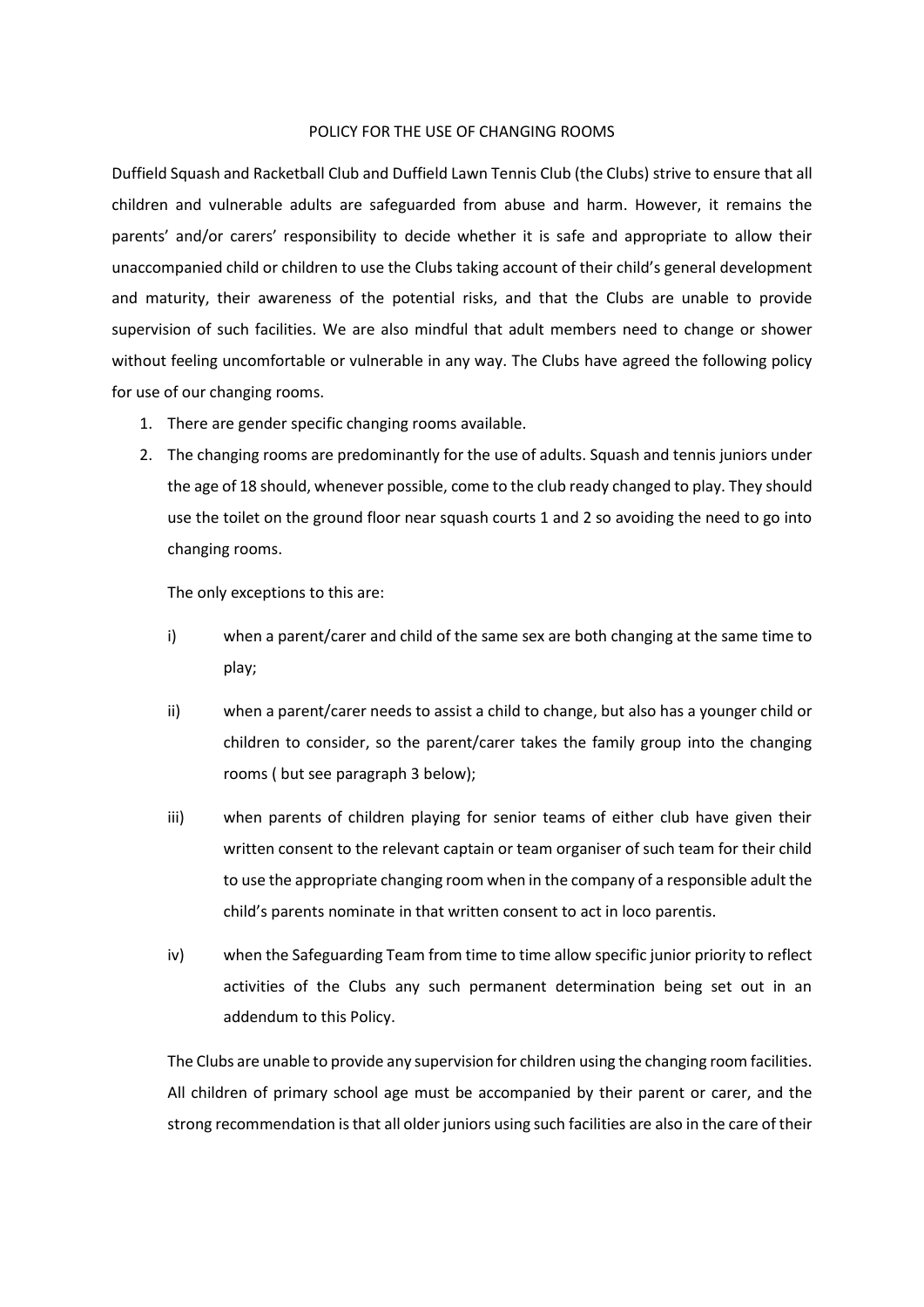# POLICY FOR THE USE OF CHANGING ROOMS

Duffield Squash and Racketball Club and Duffield Lawn Tennis Club (the Clubs) strive to ensure that all children and vulnerable adults are safeguarded from abuse and harm. However, it remains the parents' and/or carers' responsibility to decide whether it is safe and appropriate to allow their unaccompanied child or children to use the Clubs taking account of their child's general development and maturity, their awareness of the potential risks, and that the Clubs are unable to provide supervision of such facilities. We are also mindful that adult members need to change or shower without feeling uncomfortable or vulnerable in any way. The Clubs have agreed the following policy for use of our changing rooms.

1. There are gender specific changing rooms available.
2. The changing rooms are predominantly for the use of adults. Squash and tennis juniors under the age of 18 should, whenever possible, come to the club ready changed to play. They should use the toilet on the ground floor near squash courts 1 and 2 so avoiding the need to go into changing rooms.

   The only exceptions to this are:

   i) when a parent/carer and child of the same sex are both changing at the same time to play;

   ii) when a parent/carer needs to assist a child to change, but also has a younger child or children to consider, so the parent/carer takes the family group into the changing rooms ( but see paragraph 3 below);

   iii) when parents of children playing for senior teams of either club have given their written consent to the relevant captain or team organiser of such team for their child to use the appropriate changing room when in the company of a responsible adult the child's parents nominate in that written consent to act in loco parentis.

   iv) when the Safeguarding Team from time to time allow specific junior priority to reflect activities of the Clubs any such permanent determination being set out in an addendum to this Policy.

   The Clubs are unable to provide any supervision for children using the changing room facilities. All children of primary school age must be accompanied by their parent or carer, and the strong recommendation is that all older juniors using such facilities are also in the care of their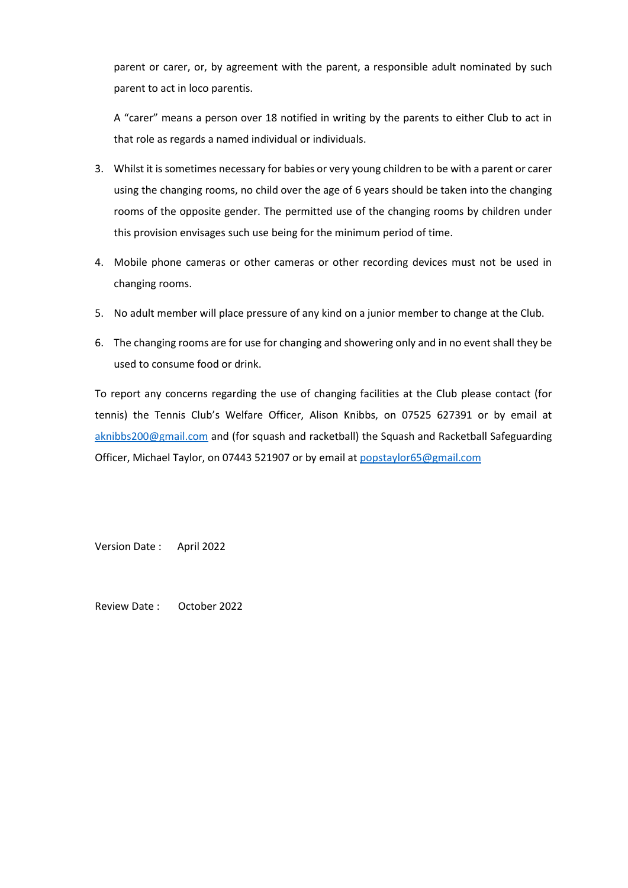parent or carer, or, by agreement with the parent, a responsible adult nominated by such parent to act in loco parentis.

A "carer" means a person over 18 notified in writing by the parents to either Club to act in that role as regards a named individual or individuals.

3. Whilst it is sometimes necessary for babies or very young children to be with a parent or carer using the changing rooms, no child over the age of 6 years should be taken into the changing rooms of the opposite gender. The permitted use of the changing rooms by children under this provision envisages such use being for the minimum period of time.

4. Mobile phone cameras or other cameras or other recording devices must not be used in changing rooms.

5. No adult member will place pressure of any kind on a junior member to change at the Club.

6. The changing rooms are for use for changing and showering only and in no event shall they be used to consume food or drink.

To report any concerns regarding the use of changing facilities at the Club please contact (for tennis) the Tennis Club's Welfare Officer, Alison Knibbs, on 07525 627391 or by email at aknibbs200@gmail.com and (for squash and racketball) the Squash and Racketball Safeguarding Officer, Michael Taylor, on 07443 521907 or by email at popstaylor65@gmail.com

Version Date : April 2022

Review Date : October 2022